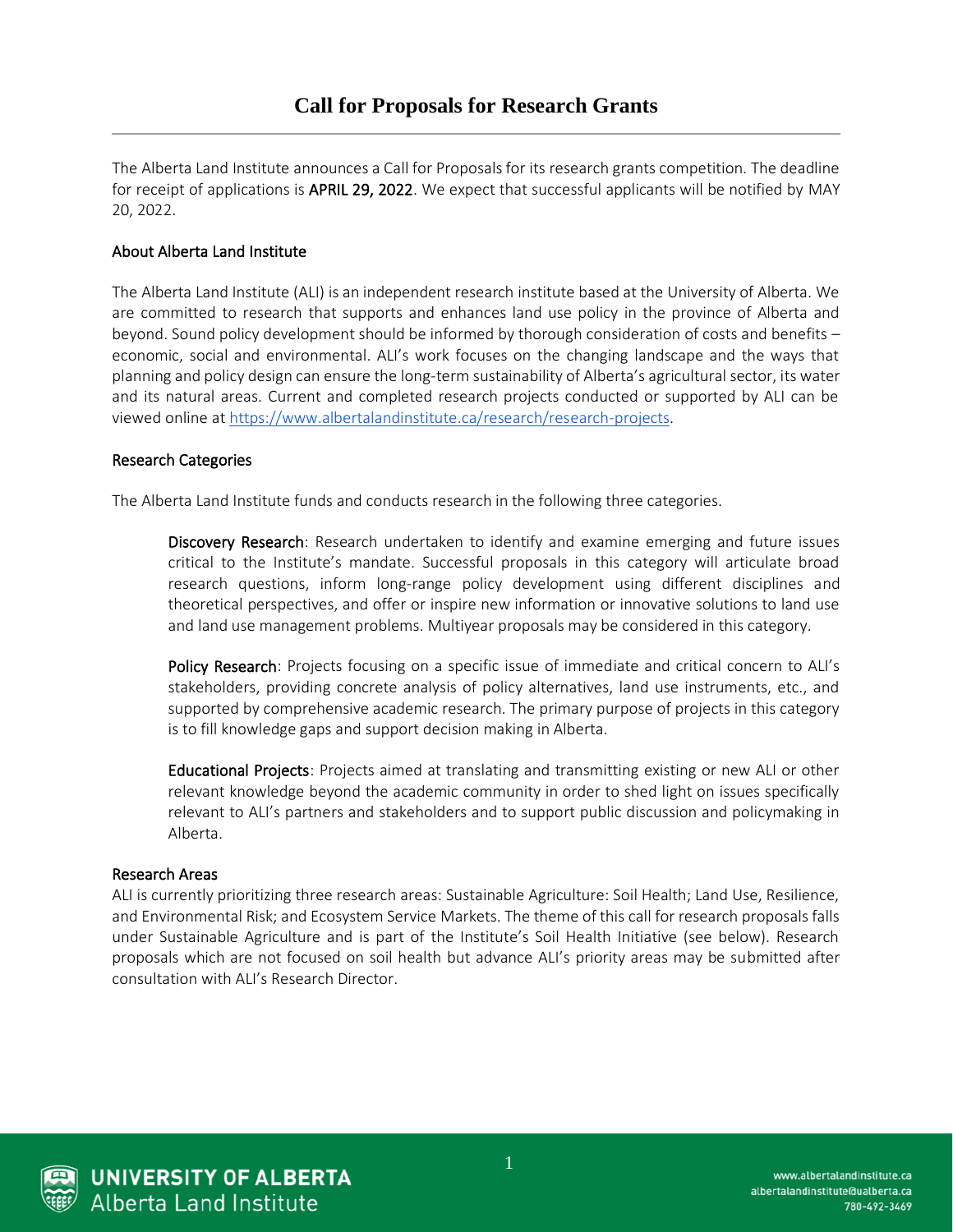# Call for Proposals for Research Grants

The Alberta Land Institute announces a Call for Proposals for its research grants competition. The deadline for receipt of applications is **APRIL 29, 2022**. We expect that successful applicants will be notified by MAY 20, 2022.

## About Alberta Land Institute

The Alberta Land Institute (ALI) is an independent research institute based at the University of Alberta. We are committed to research that supports and enhances land use policy in the province of Alberta and beyond. Sound policy development should be informed by thorough consideration of costs and benefits – economic, social and environmental. ALI's work focuses on the changing landscape and the ways that planning and policy design can ensure the long-term sustainability of Alberta's agricultural sector, its water and its natural areas. Current and completed research projects conducted or supported by ALI can be viewed online at [https://www.albertalandinstitute.ca/research/research-projects](https://www.albertalandinstitute.ca/research/research-projects).

## Research Categories

The Alberta Land Institute funds and conducts research in the following three categories.

**Discovery Research**: Research undertaken to identify and examine emerging and future issues critical to the Institute's mandate. Successful proposals in this category will articulate broad research questions, inform long-range policy development using different disciplines and theoretical perspectives, and offer or inspire new information or innovative solutions to land use and land use management problems. Multiyear proposals may be considered in this category.

**Policy Research**: Projects focusing on a specific issue of immediate and critical concern to ALI's stakeholders, providing concrete analysis of policy alternatives, land use instruments, etc., and supported by comprehensive academic research. The primary purpose of projects in this category is to fill knowledge gaps and support decision making in Alberta.

**Educational Projects**: Projects aimed at translating and transmitting existing or new ALI or other relevant knowledge beyond the academic community in order to shed light on issues specifically relevant to ALI's partners and stakeholders and to support public discussion and policymaking in Alberta.

## Research Areas

ALI is currently prioritizing three research areas: Sustainable Agriculture: Soil Health; Land Use, Resilience, and Environmental Risk; and Ecosystem Service Markets. The theme of this call for research proposals falls under Sustainable Agriculture and is part of the Institute's Soil Health Initiative (see below). Research proposals which are not focused on soil health but advance ALI's priority areas may be submitted after consultation with ALI's Research Director.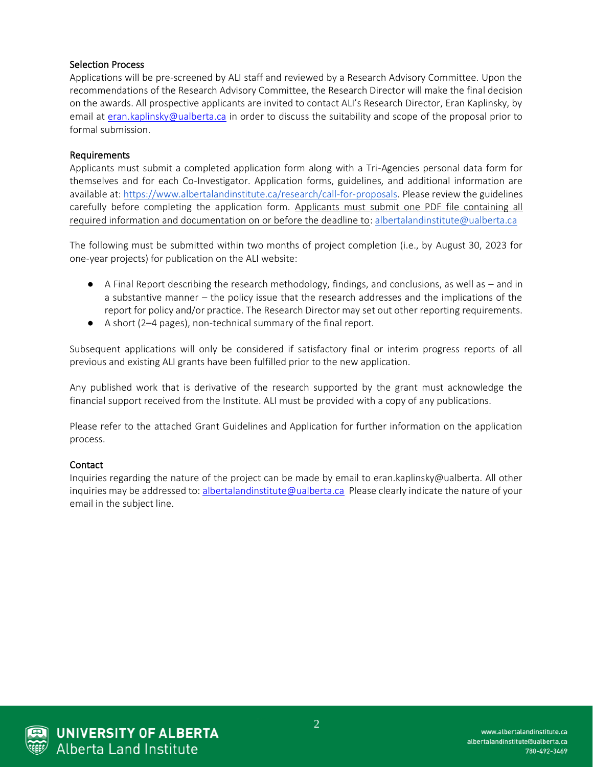### Selection Process

Applications will be pre-screened by ALI staff and reviewed by a Research Advisory Committee. Upon the recommendations of the Research Advisory Committee, the Research Director will make the final decision on the awards. All prospective applicants are invited to contact ALI's Research Director, Eran Kaplinsky, by email at eran.kaplinsky@ualberta.ca in order to discuss the suitability and scope of the proposal prior to formal submission.

### Requirements

Applicants must submit a completed application form along with a Tri-Agencies personal data form for themselves and for each Co-Investigator. Application forms, guidelines, and additional information are available at: https://www.albertalandinstitute.ca/research/call-for-proposals. Please review the guidelines carefully before completing the application form. Applicants must submit one PDF file containing all required information and documentation on or before the deadline to: albertalandinstitute@ualberta.ca

The following must be submitted within two months of project completion (i.e., by August 30, 2023 for one-year projects) for publication on the ALI website:

- A Final Report describing the research methodology, findings, and conclusions, as well as – and in a substantive manner – the policy issue that the research addresses and the implications of the report for policy and/or practice. The Research Director may set out other reporting requirements.
- A short (2–4 pages), non-technical summary of the final report.

Subsequent applications will only be considered if satisfactory final or interim progress reports of all previous and existing ALI grants have been fulfilled prior to the new application.

Any published work that is derivative of the research supported by the grant must acknowledge the financial support received from the Institute. ALI must be provided with a copy of any publications.

Please refer to the attached Grant Guidelines and Application for further information on the application process.

### Contact

Inquiries regarding the nature of the project can be made by email to eran.kaplinsky@ualberta. All other inquiries may be addressed to: albertalandinstitute@ualberta.ca Please clearly indicate the nature of your email in the subject line.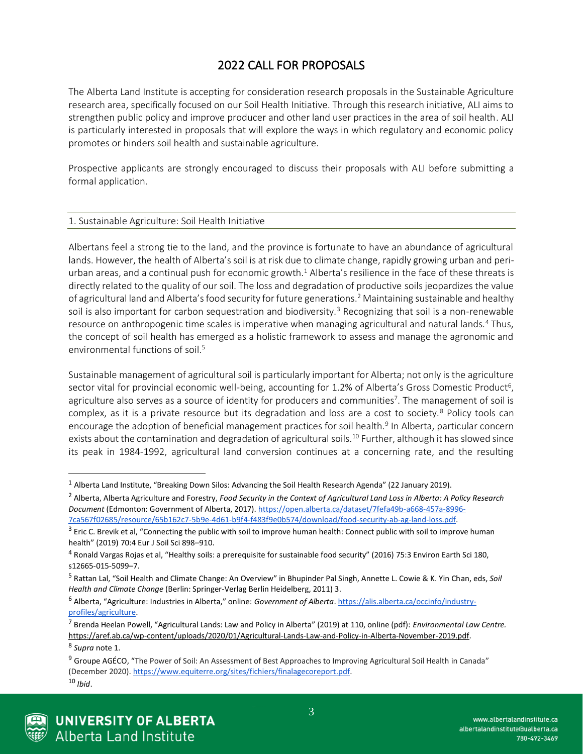# 2022 CALL FOR PROPOSALS

The Alberta Land Institute is accepting for consideration research proposals in the Sustainable Agriculture research area, specifically focused on our Soil Health Initiative. Through this research initiative, ALI aims to strengthen public policy and improve producer and other land user practices in the area of soil health. ALI is particularly interested in proposals that will explore the ways in which regulatory and economic policy promotes or hinders soil health and sustainable agriculture.

Prospective applicants are strongly encouraged to discuss their proposals with ALI before submitting a formal application.

## 1. Sustainable Agriculture: Soil Health Initiative

Albertans feel a strong tie to the land, and the province is fortunate to have an abundance of agricultural lands. However, the health of Alberta's soil is at risk due to climate change, rapidly growing urban and peri-urban areas, and a continual push for economic growth.[1] Alberta's resilience in the face of these threats is directly related to the quality of our soil. The loss and degradation of productive soils jeopardizes the value of agricultural land and Alberta's food security for future generations.[2] Maintaining sustainable and healthy soil is also important for carbon sequestration and biodiversity.[3] Recognizing that soil is a non-renewable resource on anthropogenic time scales is imperative when managing agricultural and natural lands.[4] Thus, the concept of soil health has emerged as a holistic framework to assess and manage the agronomic and environmental functions of soil.[5]

Sustainable management of agricultural soil is particularly important for Alberta; not only is the agriculture sector vital for provincial economic well-being, accounting for 1.2% of Alberta's Gross Domestic Product[6], agriculture also serves as a source of identity for producers and communities[7]. The management of soil is complex, as it is a private resource but its degradation and loss are a cost to society.[8] Policy tools can encourage the adoption of beneficial management practices for soil health.[9] In Alberta, particular concern exists about the contamination and degradation of agricultural soils.[10] Further, although it has slowed since its peak in 1984-1992, agricultural land conversion continues at a concerning rate, and the resulting

---

[1] Alberta Land Institute, "Breaking Down Silos: Advancing the Soil Health Research Agenda" (22 January 2019).

[2] Alberta, Alberta Agriculture and Forestry, *Food Security in the Context of Agricultural Land Loss in Alberta: A Policy Research Document* (Edmonton: Government of Alberta, 2017). https://open.alberta.ca/dataset/7fefa49b-a668-457a-8996-7ca567f02685/resource/65b162c7-5b9e-4d61-b9f4-f483f9e0b574/download/food-security-ab-ag-land-loss.pdf.

[3] Eric C. Brevik et al, "Connecting the public with soil to improve human health: Connect public with soil to improve human health" (2019) 70:4 Eur J Soil Sci 898–910.

[4] Ronald Vargas Rojas et al, "Healthy soils: a prerequisite for sustainable food security" (2016) 75:3 Environ Earth Sci 180, s12665-015-5099–7.

[5] Rattan Lal, "Soil Health and Climate Change: An Overview" in Bhupinder Pal Singh, Annette L. Cowie & K. Yin Chan, eds, *Soil Health and Climate Change* (Berlin: Springer-Verlag Berlin Heidelberg, 2011) 3.

[6] Alberta, "Agriculture: Industries in Alberta," online: *Government of Alberta*. https://alis.alberta.ca/occinfo/industry-profiles/agriculture.

[7] Brenda Heelan Powell, "Agricultural Lands: Law and Policy in Alberta" (2019) at 110, online (pdf): *Environmental Law Centre.* https://aref.ab.ca/wp-content/uploads/2020/01/Agricultural-Lands-Law-and-Policy-in-Alberta-November-2019.pdf.

[8] *Supra* note 1.

[9] Groupe AGÉCO, "The Power of Soil: An Assessment of Best Approaches to Improving Agricultural Soil Health in Canada" (December 2020). https://www.equiterre.org/sites/fichiers/finalagecoreport.pdf.

[10] *Ibid*.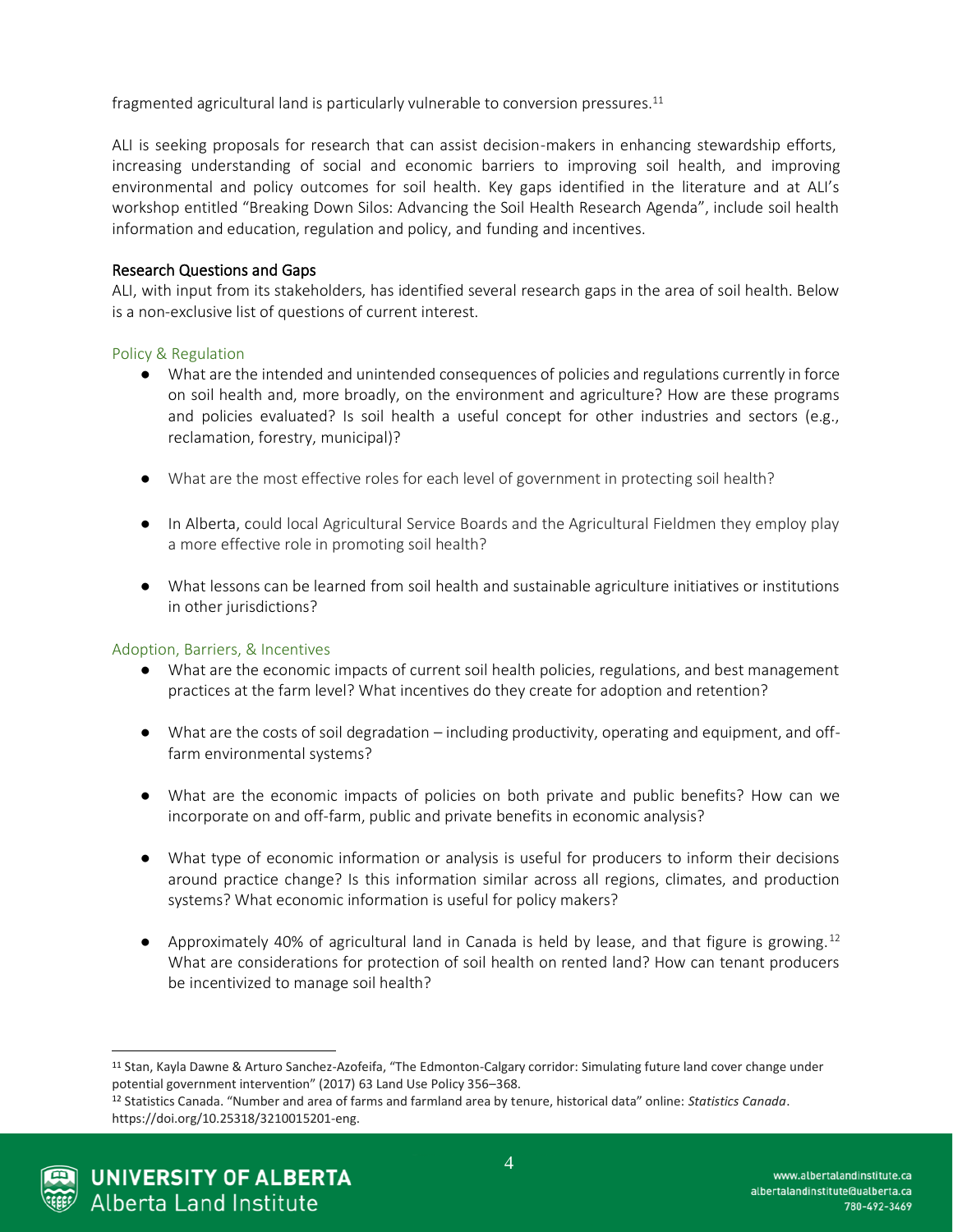fragmented agricultural land is particularly vulnerable to conversion pressures.[11]

ALI is seeking proposals for research that can assist decision-makers in enhancing stewardship efforts, increasing understanding of social and economic barriers to improving soil health, and improving environmental and policy outcomes for soil health. Key gaps identified in the literature and at ALI's workshop entitled "Breaking Down Silos: Advancing the Soil Health Research Agenda", include soil health information and education, regulation and policy, and funding and incentives.

## Research Questions and Gaps

ALI, with input from its stakeholders, has identified several research gaps in the area of soil health. Below is a non-exclusive list of questions of current interest.

### Policy & Regulation

- What are the intended and unintended consequences of policies and regulations currently in force on soil health and, more broadly, on the environment and agriculture? How are these programs and policies evaluated? Is soil health a useful concept for other industries and sectors (e.g., reclamation, forestry, municipal)?
- What are the most effective roles for each level of government in protecting soil health?
- In Alberta, could local Agricultural Service Boards and the Agricultural Fieldmen they employ play a more effective role in promoting soil health?
- What lessons can be learned from soil health and sustainable agriculture initiatives or institutions in other jurisdictions?

### Adoption, Barriers, & Incentives

- What are the economic impacts of current soil health policies, regulations, and best management practices at the farm level? What incentives do they create for adoption and retention?
- What are the costs of soil degradation – including productivity, operating and equipment, and off-farm environmental systems?
- What are the economic impacts of policies on both private and public benefits? How can we incorporate on and off-farm, public and private benefits in economic analysis?
- What type of economic information or analysis is useful for producers to inform their decisions around practice change? Is this information similar across all regions, climates, and production systems? What economic information is useful for policy makers?
- Approximately 40% of agricultural land in Canada is held by lease, and that figure is growing.[12] What are considerations for protection of soil health on rented land? How can tenant producers be incentivized to manage soil health?

---

[11] Stan, Kayla Dawne & Arturo Sanchez-Azofeifa, "The Edmonton-Calgary corridor: Simulating future land cover change under potential government intervention" (2017) 63 Land Use Policy 356–368.

[12] Statistics Canada. "Number and area of farms and farmland area by tenure, historical data" online: *Statistics Canada*. https://doi.org/10.25318/3210015201-eng.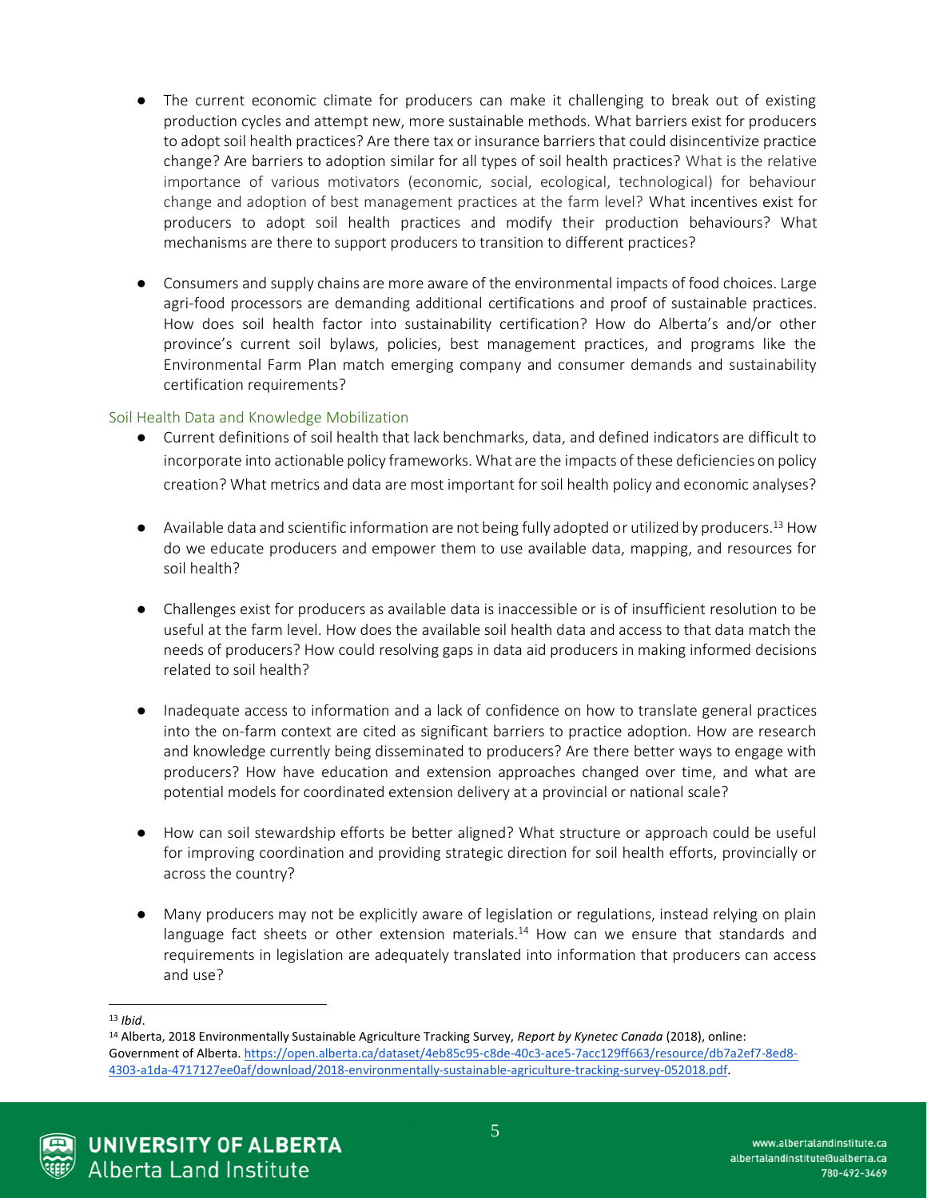- The current economic climate for producers can make it challenging to break out of existing production cycles and attempt new, more sustainable methods. What barriers exist for producers to adopt soil health practices? Are there tax or insurance barriers that could disincentivize practice change? Are barriers to adoption similar for all types of soil health practices? What is the relative importance of various motivators (economic, social, ecological, technological) for behaviour change and adoption of best management practices at the farm level? What incentives exist for producers to adopt soil health practices and modify their production behaviours? What mechanisms are there to support producers to transition to different practices?

- Consumers and supply chains are more aware of the environmental impacts of food choices. Large agri-food processors are demanding additional certifications and proof of sustainable practices. How does soil health factor into sustainability certification? How do Alberta's and/or other province's current soil bylaws, policies, best management practices, and programs like the Environmental Farm Plan match emerging company and consumer demands and sustainability certification requirements?

### Soil Health Data and Knowledge Mobilization

- Current definitions of soil health that lack benchmarks, data, and defined indicators are difficult to incorporate into actionable policy frameworks. What are the impacts of these deficiencies on policy creation? What metrics and data are most important for soil health policy and economic analyses?

- Available data and scientific information are not being fully adopted or utilized by producers.[13] How do we educate producers and empower them to use available data, mapping, and resources for soil health?

- Challenges exist for producers as available data is inaccessible or is of insufficient resolution to be useful at the farm level. How does the available soil health data and access to that data match the needs of producers? How could resolving gaps in data aid producers in making informed decisions related to soil health?

- Inadequate access to information and a lack of confidence on how to translate general practices into the on-farm context are cited as significant barriers to practice adoption. How are research and knowledge currently being disseminated to producers? Are there better ways to engage with producers? How have education and extension approaches changed over time, and what are potential models for coordinated extension delivery at a provincial or national scale?

- How can soil stewardship efforts be better aligned? What structure or approach could be useful for improving coordination and providing strategic direction for soil health efforts, provincially or across the country?

- Many producers may not be explicitly aware of legislation or regulations, instead relying on plain language fact sheets or other extension materials.[14] How can we ensure that standards and requirements in legislation are adequately translated into information that producers can access and use?

---

[13] *Ibid*.

[14] Alberta, 2018 Environmentally Sustainable Agriculture Tracking Survey, *Report by Kynetec Canada* (2018), online: Government of Alberta. https://open.alberta.ca/dataset/4eb85c95-c8de-40c3-ace5-7acc129ff663/resource/db7a2ef7-8ed8-4303-a1da-4717127ee0af/download/2018-environmentally-sustainable-agriculture-tracking-survey-052018.pdf.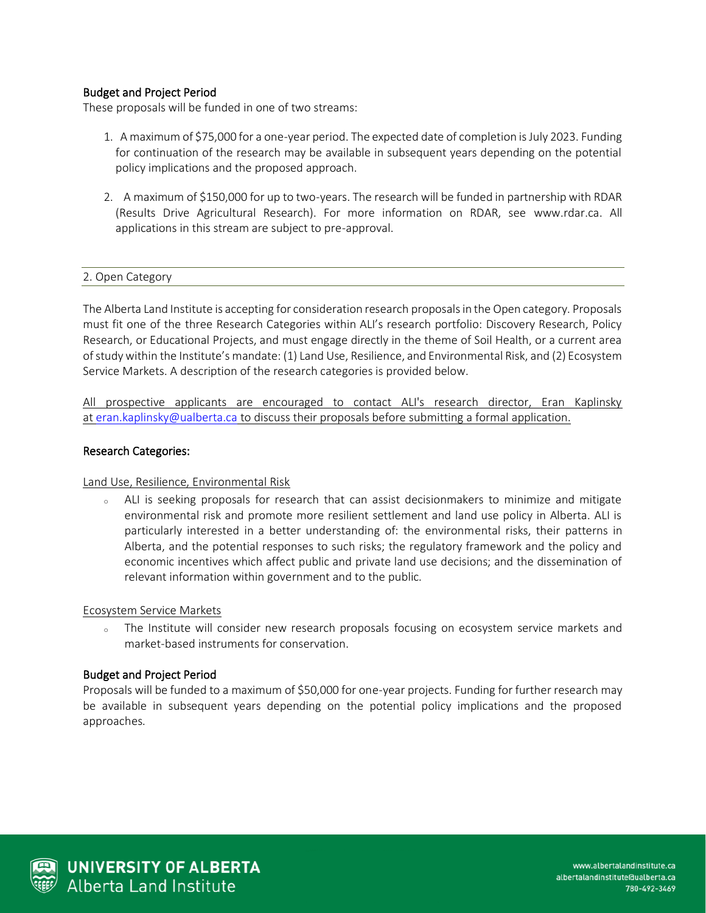### Budget and Project Period

These proposals will be funded in one of two streams:

1. A maximum of $75,000 for a one-year period. The expected date of completion is July 2023. Funding for continuation of the research may be available in subsequent years depending on the potential policy implications and the proposed approach.

2. A maximum of $150,000 for up to two-years. The research will be funded in partnership with RDAR (Results Drive Agricultural Research). For more information on RDAR, see www.rdar.ca. All applications in this stream are subject to pre-approval.

## 2. Open Category

The Alberta Land Institute is accepting for consideration research proposals in the Open category. Proposals must fit one of the three Research Categories within ALI's research portfolio: Discovery Research, Policy Research, or Educational Projects, and must engage directly in the theme of Soil Health, or a current area of study within the Institute's mandate: (1) Land Use, Resilience, and Environmental Risk, and (2) Ecosystem Service Markets. A description of the research categories is provided below.

All prospective applicants are encouraged to contact ALI's research director, Eran Kaplinsky at eran.kaplinsky@ualberta.ca to discuss their proposals before submitting a formal application.

### Research Categories:

Land Use, Resilience, Environmental Risk

- ALI is seeking proposals for research that can assist decisionmakers to minimize and mitigate environmental risk and promote more resilient settlement and land use policy in Alberta. ALI is particularly interested in a better understanding of: the environmental risks, their patterns in Alberta, and the potential responses to such risks; the regulatory framework and the policy and economic incentives which affect public and private land use decisions; and the dissemination of relevant information within government and to the public.

Ecosystem Service Markets

- The Institute will consider new research proposals focusing on ecosystem service markets and market-based instruments for conservation.

### Budget and Project Period

Proposals will be funded to a maximum of $50,000 for one-year projects. Funding for further research may be available in subsequent years depending on the potential policy implications and the proposed approaches.